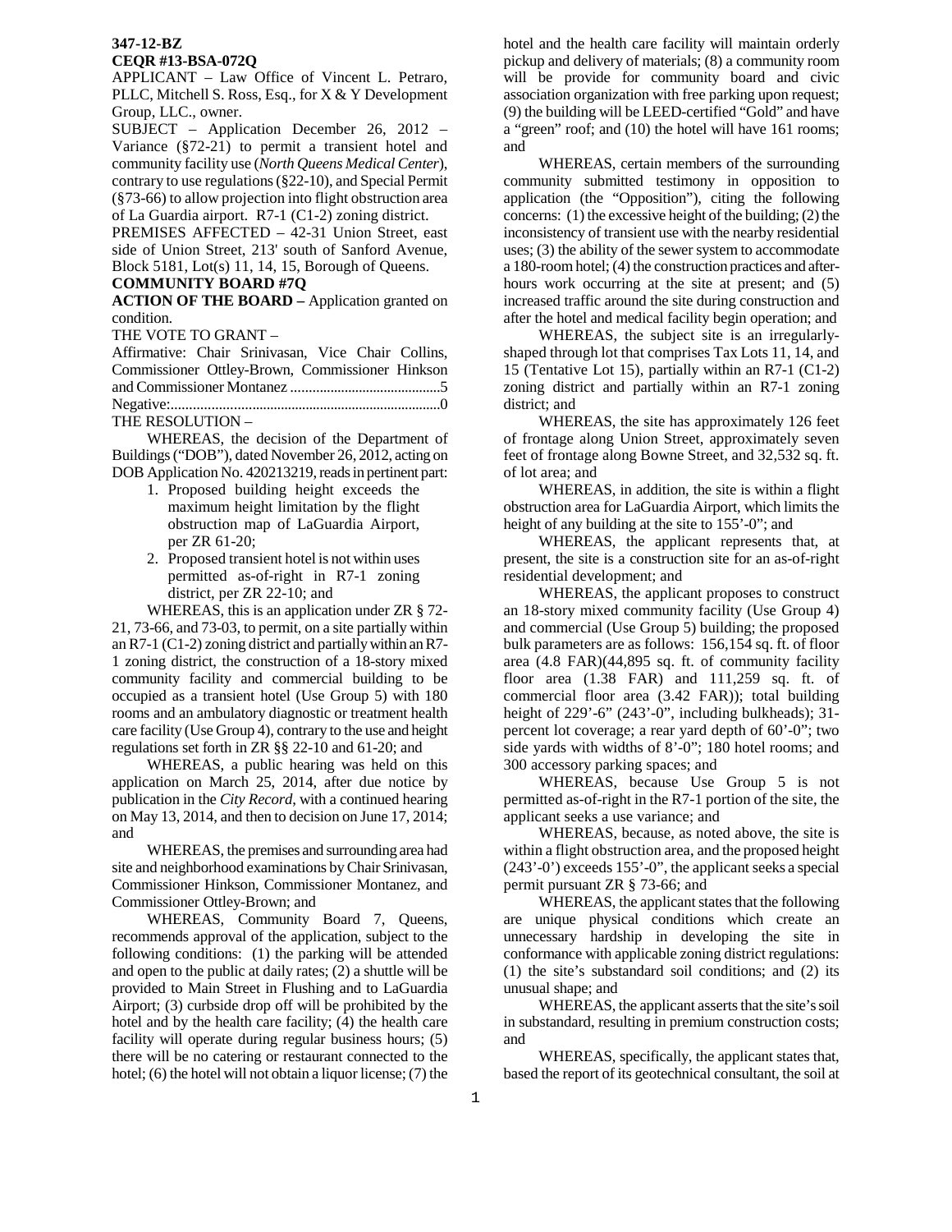**347-12-BZ**
**CEQR #13-BSA-072Q**

APPLICANT – Law Office of Vincent L. Petraro, PLLC, Mitchell S. Ross, Esq., for X & Y Development Group, LLC., owner.

SUBJECT – Application December 26, 2012 – Variance (§72-21) to permit a transient hotel and community facility use (*North Queens Medical Center*), contrary to use regulations (§22-10), and Special Permit (§73-66) to allow projection into flight obstruction area of La Guardia airport. R7-1 (C1-2) zoning district.

PREMISES AFFECTED – 42-31 Union Street, east side of Union Street, 213' south of Sanford Avenue, Block 5181, Lot(s) 11, 14, 15, Borough of Queens.

**COMMUNITY BOARD #7Q**

**ACTION OF THE BOARD –** Application granted on condition.

THE VOTE TO GRANT –

Affirmative: Chair Srinivasan, Vice Chair Collins, Commissioner Ottley-Brown, Commissioner Hinkson and Commissioner Montanez ..........................................5

Negative:...........................................................................0

THE RESOLUTION –

WHEREAS, the decision of the Department of Buildings ("DOB"), dated November 26, 2012, acting on DOB Application No. 420213219, reads in pertinent part:

1. Proposed building height exceeds the maximum height limitation by the flight obstruction map of LaGuardia Airport, per ZR 61-20;
2. Proposed transient hotel is not within uses permitted as-of-right in R7-1 zoning district, per ZR 22-10; and

WHEREAS, this is an application under ZR § 72-21, 73-66, and 73-03, to permit, on a site partially within an R7-1 (C1-2) zoning district and partially within an R7-1 zoning district, the construction of a 18-story mixed community facility and commercial building to be occupied as a transient hotel (Use Group 5) with 180 rooms and an ambulatory diagnostic or treatment health care facility (Use Group 4), contrary to the use and height regulations set forth in ZR §§ 22-10 and 61-20; and

WHEREAS, a public hearing was held on this application on March 25, 2014, after due notice by publication in the *City Record*, with a continued hearing on May 13, 2014, and then to decision on June 17, 2014; and

WHEREAS, the premises and surrounding area had site and neighborhood examinations by Chair Srinivasan, Commissioner Hinkson, Commissioner Montanez, and Commissioner Ottley-Brown; and

WHEREAS, Community Board 7, Queens, recommends approval of the application, subject to the following conditions: (1) the parking will be attended and open to the public at daily rates; (2) a shuttle will be provided to Main Street in Flushing and to LaGuardia Airport; (3) curbside drop off will be prohibited by the hotel and by the health care facility; (4) the health care facility will operate during regular business hours; (5) there will be no catering or restaurant connected to the hotel; (6) the hotel will not obtain a liquor license; (7) the hotel and the health care facility will maintain orderly pickup and delivery of materials; (8) a community room will be provide for community board and civic association organization with free parking upon request; (9) the building will be LEED-certified "Gold" and have a "green" roof; and (10) the hotel will have 161 rooms; and

WHEREAS, certain members of the surrounding community submitted testimony in opposition to application (the "Opposition"), citing the following concerns: (1) the excessive height of the building; (2) the inconsistency of transient use with the nearby residential uses; (3) the ability of the sewer system to accommodate a 180-room hotel; (4) the construction practices and after-hours work occurring at the site at present; and (5) increased traffic around the site during construction and after the hotel and medical facility begin operation; and

WHEREAS, the subject site is an irregularly-shaped through lot that comprises Tax Lots 11, 14, and 15 (Tentative Lot 15), partially within an R7-1 (C1-2) zoning district and partially within an R7-1 zoning district; and

WHEREAS, the site has approximately 126 feet of frontage along Union Street, approximately seven feet of frontage along Bowne Street, and 32,532 sq. ft. of lot area; and

WHEREAS, in addition, the site is within a flight obstruction area for LaGuardia Airport, which limits the height of any building at the site to 155'-0"; and

WHEREAS, the applicant represents that, at present, the site is a construction site for an as-of-right residential development; and

WHEREAS, the applicant proposes to construct an 18-story mixed community facility (Use Group 4) and commercial (Use Group 5) building; the proposed bulk parameters are as follows: 156,154 sq. ft. of floor area (4.8 FAR)(44,895 sq. ft. of community facility floor area (1.38 FAR) and 111,259 sq. ft. of commercial floor area (3.42 FAR)); total building height of 229'-6" (243'-0", including bulkheads); 31-percent lot coverage; a rear yard depth of 60'-0"; two side yards with widths of 8'-0"; 180 hotel rooms; and 300 accessory parking spaces; and

WHEREAS, because Use Group 5 is not permitted as-of-right in the R7-1 portion of the site, the applicant seeks a use variance; and

WHEREAS, because, as noted above, the site is within a flight obstruction area, and the proposed height (243'-0') exceeds 155'-0", the applicant seeks a special permit pursuant ZR § 73-66; and

WHEREAS, the applicant states that the following are unique physical conditions which create an unnecessary hardship in developing the site in conformance with applicable zoning district regulations: (1) the site's substandard soil conditions; and (2) its unusual shape; and

WHEREAS, the applicant asserts that the site's soil in substandard, resulting in premium construction costs; and

WHEREAS, specifically, the applicant states that, based the report of its geotechnical consultant, the soil at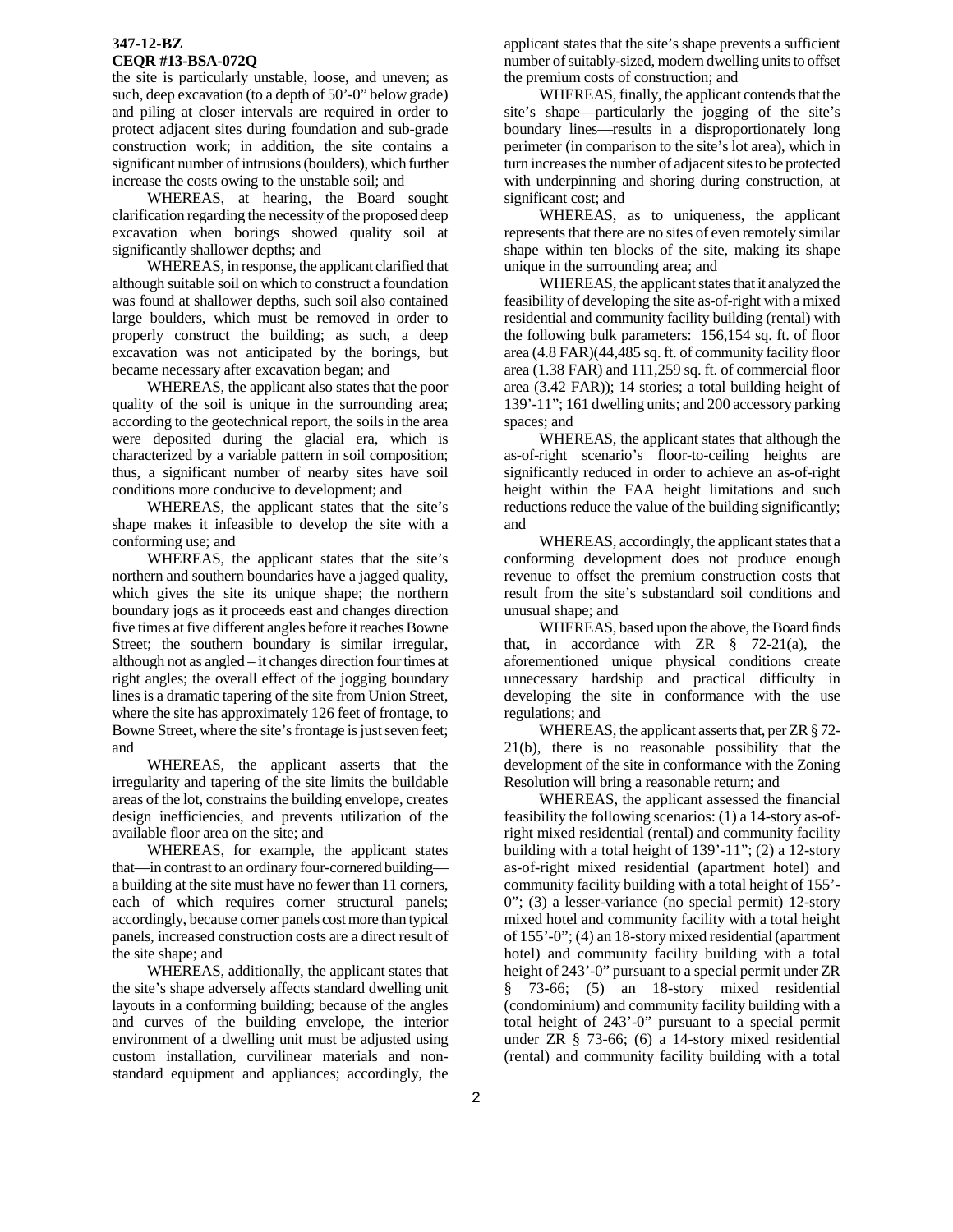**347-12-BZ**
**CEQR #13-BSA-072Q**

the site is particularly unstable, loose, and uneven; as such, deep excavation (to a depth of 50'-0" below grade) and piling at closer intervals are required in order to protect adjacent sites during foundation and sub-grade construction work; in addition, the site contains a significant number of intrusions (boulders), which further increase the costs owing to the unstable soil; and

WHEREAS, at hearing, the Board sought clarification regarding the necessity of the proposed deep excavation when borings showed quality soil at significantly shallower depths; and

WHEREAS, in response, the applicant clarified that although suitable soil on which to construct a foundation was found at shallower depths, such soil also contained large boulders, which must be removed in order to properly construct the building; as such, a deep excavation was not anticipated by the borings, but became necessary after excavation began; and

WHEREAS, the applicant also states that the poor quality of the soil is unique in the surrounding area; according to the geotechnical report, the soils in the area were deposited during the glacial era, which is characterized by a variable pattern in soil composition; thus, a significant number of nearby sites have soil conditions more conducive to development; and

WHEREAS, the applicant states that the site's shape makes it infeasible to develop the site with a conforming use; and

WHEREAS, the applicant states that the site's northern and southern boundaries have a jagged quality, which gives the site its unique shape; the northern boundary jogs as it proceeds east and changes direction five times at five different angles before it reaches Bowne Street; the southern boundary is similar irregular, although not as angled – it changes direction four times at right angles; the overall effect of the jogging boundary lines is a dramatic tapering of the site from Union Street, where the site has approximately 126 feet of frontage, to Bowne Street, where the site's frontage is just seven feet; and

WHEREAS, the applicant asserts that the irregularity and tapering of the site limits the buildable areas of the lot, constrains the building envelope, creates design inefficiencies, and prevents utilization of the available floor area on the site; and

WHEREAS, for example, the applicant states that—in contrast to an ordinary four-cornered building—a building at the site must have no fewer than 11 corners, each of which requires corner structural panels; accordingly, because corner panels cost more than typical panels, increased construction costs are a direct result of the site shape; and

WHEREAS, additionally, the applicant states that the site's shape adversely affects standard dwelling unit layouts in a conforming building; because of the angles and curves of the building envelope, the interior environment of a dwelling unit must be adjusted using custom installation, curvilinear materials and non-standard equipment and appliances; accordingly, the applicant states that the site's shape prevents a sufficient number of suitably-sized, modern dwelling units to offset the premium costs of construction; and

WHEREAS, finally, the applicant contends that the site's shape—particularly the jogging of the site's boundary lines—results in a disproportionately long perimeter (in comparison to the site's lot area), which in turn increases the number of adjacent sites to be protected with underpinning and shoring during construction, at significant cost; and

WHEREAS, as to uniqueness, the applicant represents that there are no sites of even remotely similar shape within ten blocks of the site, making its shape unique in the surrounding area; and

WHEREAS, the applicant states that it analyzed the feasibility of developing the site as-of-right with a mixed residential and community facility building (rental) with the following bulk parameters: 156,154 sq. ft. of floor area (4.8 FAR)(44,485 sq. ft. of community facility floor area (1.38 FAR) and 111,259 sq. ft. of commercial floor area (3.42 FAR)); 14 stories; a total building height of 139'-11"; 161 dwelling units; and 200 accessory parking spaces; and

WHEREAS, the applicant states that although the as-of-right scenario's floor-to-ceiling heights are significantly reduced in order to achieve an as-of-right height within the FAA height limitations and such reductions reduce the value of the building significantly; and

WHEREAS, accordingly, the applicant states that a conforming development does not produce enough revenue to offset the premium construction costs that result from the site's substandard soil conditions and unusual shape; and

WHEREAS, based upon the above, the Board finds that, in accordance with ZR § 72-21(a), the aforementioned unique physical conditions create unnecessary hardship and practical difficulty in developing the site in conformance with the use regulations; and

WHEREAS, the applicant asserts that, per ZR § 72-21(b), there is no reasonable possibility that the development of the site in conformance with the Zoning Resolution will bring a reasonable return; and

WHEREAS, the applicant assessed the financial feasibility the following scenarios: (1) a 14-story as-of-right mixed residential (rental) and community facility building with a total height of 139'-11"; (2) a 12-story as-of-right mixed residential (apartment hotel) and community facility building with a total height of 155'-0"; (3) a lesser-variance (no special permit) 12-story mixed hotel and community facility with a total height of 155'-0"; (4) an 18-story mixed residential (apartment hotel) and community facility building with a total height of 243'-0" pursuant to a special permit under ZR § 73-66; (5) an 18-story mixed residential (condominium) and community facility building with a total height of 243'-0" pursuant to a special permit under ZR § 73-66; (6) a 14-story mixed residential (rental) and community facility building with a total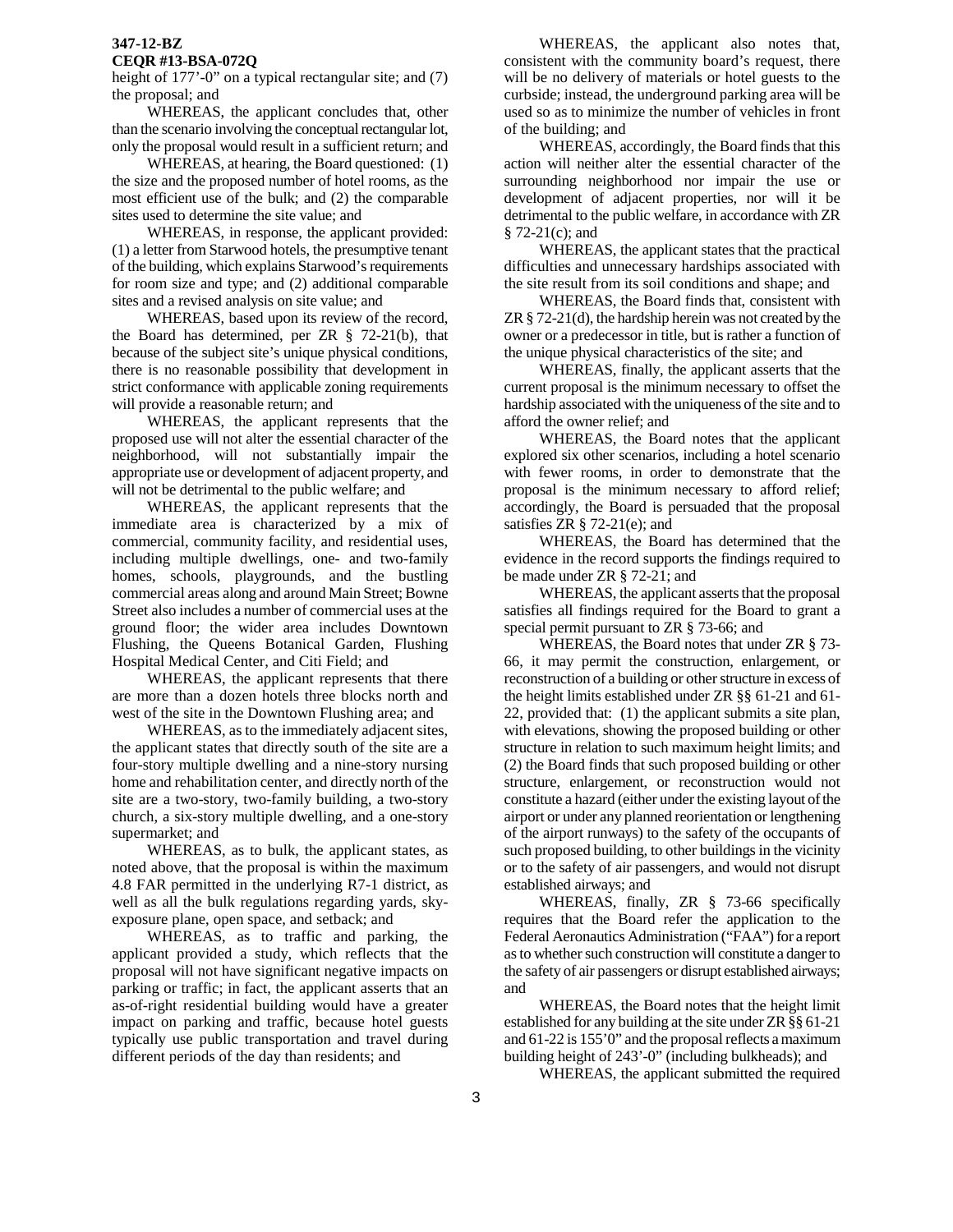**347-12-BZ**
**CEQR #13-BSA-072Q**

height of 177'-0" on a typical rectangular site; and (7) the proposal; and

WHEREAS, the applicant concludes that, other than the scenario involving the conceptual rectangular lot, only the proposal would result in a sufficient return; and

WHEREAS, at hearing, the Board questioned: (1) the size and the proposed number of hotel rooms, as the most efficient use of the bulk; and (2) the comparable sites used to determine the site value; and

WHEREAS, in response, the applicant provided: (1) a letter from Starwood hotels, the presumptive tenant of the building, which explains Starwood's requirements for room size and type; and (2) additional comparable sites and a revised analysis on site value; and

WHEREAS, based upon its review of the record, the Board has determined, per ZR § 72-21(b), that because of the subject site's unique physical conditions, there is no reasonable possibility that development in strict conformance with applicable zoning requirements will provide a reasonable return; and

WHEREAS, the applicant represents that the proposed use will not alter the essential character of the neighborhood, will not substantially impair the appropriate use or development of adjacent property, and will not be detrimental to the public welfare; and

WHEREAS, the applicant represents that the immediate area is characterized by a mix of commercial, community facility, and residential uses, including multiple dwellings, one- and two-family homes, schools, playgrounds, and the bustling commercial areas along and around Main Street; Bowne Street also includes a number of commercial uses at the ground floor; the wider area includes Downtown Flushing, the Queens Botanical Garden, Flushing Hospital Medical Center, and Citi Field; and

WHEREAS, the applicant represents that there are more than a dozen hotels three blocks north and west of the site in the Downtown Flushing area; and

WHEREAS, as to the immediately adjacent sites, the applicant states that directly south of the site are a four-story multiple dwelling and a nine-story nursing home and rehabilitation center, and directly north of the site are a two-story, two-family building, a two-story church, a six-story multiple dwelling, and a one-story supermarket; and

WHEREAS, as to bulk, the applicant states, as noted above, that the proposal is within the maximum 4.8 FAR permitted in the underlying R7-1 district, as well as all the bulk regulations regarding yards, sky-exposure plane, open space, and setback; and

WHEREAS, as to traffic and parking, the applicant provided a study, which reflects that the proposal will not have significant negative impacts on parking or traffic; in fact, the applicant asserts that an as-of-right residential building would have a greater impact on parking and traffic, because hotel guests typically use public transportation and travel during different periods of the day than residents; and

WHEREAS, the applicant also notes that, consistent with the community board's request, there will be no delivery of materials or hotel guests to the curbside; instead, the underground parking area will be used so as to minimize the number of vehicles in front of the building; and

WHEREAS, accordingly, the Board finds that this action will neither alter the essential character of the surrounding neighborhood nor impair the use or development of adjacent properties, nor will it be detrimental to the public welfare, in accordance with ZR § 72-21(c); and

WHEREAS, the applicant states that the practical difficulties and unnecessary hardships associated with the site result from its soil conditions and shape; and

WHEREAS, the Board finds that, consistent with ZR § 72-21(d), the hardship herein was not created by the owner or a predecessor in title, but is rather a function of the unique physical characteristics of the site; and

WHEREAS, finally, the applicant asserts that the current proposal is the minimum necessary to offset the hardship associated with the uniqueness of the site and to afford the owner relief; and

WHEREAS, the Board notes that the applicant explored six other scenarios, including a hotel scenario with fewer rooms, in order to demonstrate that the proposal is the minimum necessary to afford relief; accordingly, the Board is persuaded that the proposal satisfies ZR § 72-21(e); and

WHEREAS, the Board has determined that the evidence in the record supports the findings required to be made under ZR § 72-21; and

WHEREAS, the applicant asserts that the proposal satisfies all findings required for the Board to grant a special permit pursuant to ZR § 73-66; and

WHEREAS, the Board notes that under ZR § 73-66, it may permit the construction, enlargement, or reconstruction of a building or other structure in excess of the height limits established under ZR §§ 61-21 and 61-22, provided that: (1) the applicant submits a site plan, with elevations, showing the proposed building or other structure in relation to such maximum height limits; and (2) the Board finds that such proposed building or other structure, enlargement, or reconstruction would not constitute a hazard (either under the existing layout of the airport or under any planned reorientation or lengthening of the airport runways) to the safety of the occupants of such proposed building, to other buildings in the vicinity or to the safety of air passengers, and would not disrupt established airways; and

WHEREAS, finally, ZR § 73-66 specifically requires that the Board refer the application to the Federal Aeronautics Administration ("FAA") for a report as to whether such construction will constitute a danger to the safety of air passengers or disrupt established airways; and

WHEREAS, the Board notes that the height limit established for any building at the site under ZR §§ 61-21 and 61-22 is 155'0" and the proposal reflects a maximum building height of 243'-0" (including bulkheads); and

WHEREAS, the applicant submitted the required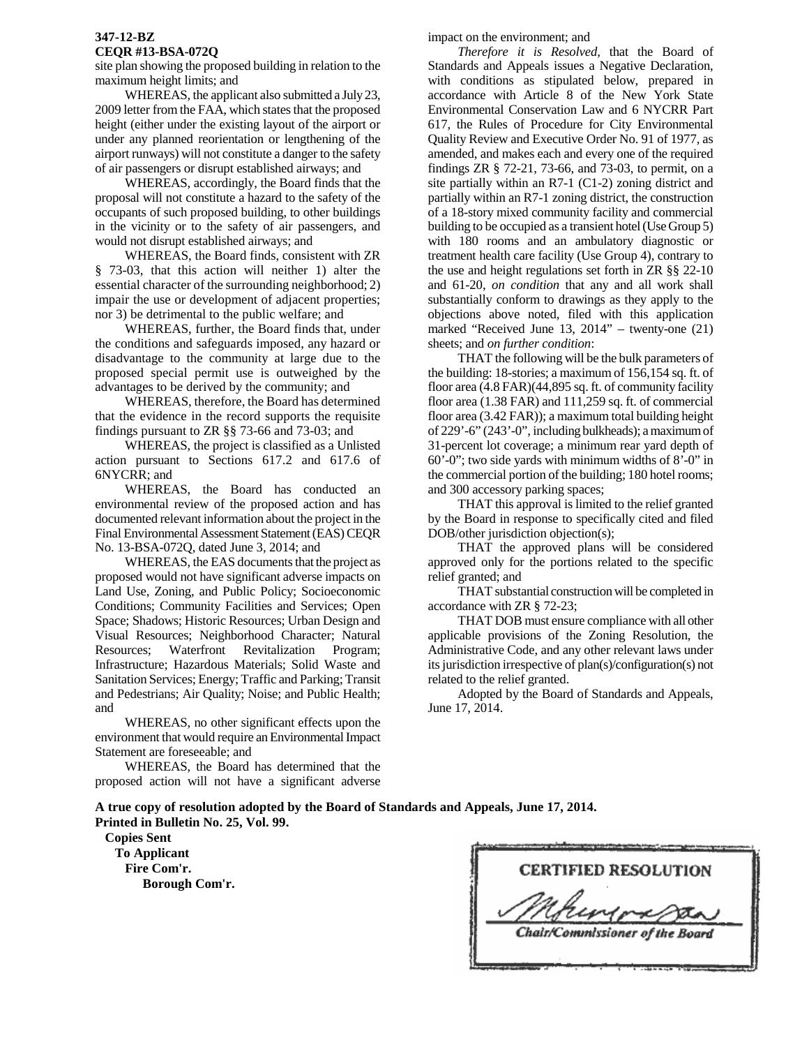**347-12-BZ**
**CEQR #13-BSA-072Q**

site plan showing the proposed building in relation to the maximum height limits; and

WHEREAS, the applicant also submitted a July 23, 2009 letter from the FAA, which states that the proposed height (either under the existing layout of the airport or under any planned reorientation or lengthening of the airport runways) will not constitute a danger to the safety of air passengers or disrupt established airways; and

WHEREAS, accordingly, the Board finds that the proposal will not constitute a hazard to the safety of the occupants of such proposed building, to other buildings in the vicinity or to the safety of air passengers, and would not disrupt established airways; and

WHEREAS, the Board finds, consistent with ZR § 73-03, that this action will neither 1) alter the essential character of the surrounding neighborhood; 2) impair the use or development of adjacent properties; nor 3) be detrimental to the public welfare; and

WHEREAS, further, the Board finds that, under the conditions and safeguards imposed, any hazard or disadvantage to the community at large due to the proposed special permit use is outweighed by the advantages to be derived by the community; and

WHEREAS, therefore, the Board has determined that the evidence in the record supports the requisite findings pursuant to ZR §§ 73-66 and 73-03; and

WHEREAS, the project is classified as a Unlisted action pursuant to Sections 617.2 and 617.6 of 6NYCRR; and

WHEREAS, the Board has conducted an environmental review of the proposed action and has documented relevant information about the project in the Final Environmental Assessment Statement (EAS) CEQR No. 13-BSA-072Q, dated June 3, 2014; and

WHEREAS, the EAS documents that the project as proposed would not have significant adverse impacts on Land Use, Zoning, and Public Policy; Socioeconomic Conditions; Community Facilities and Services; Open Space; Shadows; Historic Resources; Urban Design and Visual Resources; Neighborhood Character; Natural Resources; Waterfront Revitalization Program; Infrastructure; Hazardous Materials; Solid Waste and Sanitation Services; Energy; Traffic and Parking; Transit and Pedestrians; Air Quality; Noise; and Public Health; and

WHEREAS, no other significant effects upon the environment that would require an Environmental Impact Statement are foreseeable; and

WHEREAS, the Board has determined that the proposed action will not have a significant adverse impact on the environment; and

*Therefore it is Resolved,* that the Board of Standards and Appeals issues a Negative Declaration, with conditions as stipulated below, prepared in accordance with Article 8 of the New York State Environmental Conservation Law and 6 NYCRR Part 617, the Rules of Procedure for City Environmental Quality Review and Executive Order No. 91 of 1977, as amended, and makes each and every one of the required findings ZR § 72-21, 73-66, and 73-03, to permit, on a site partially within an R7-1 (C1-2) zoning district and partially within an R7-1 zoning district, the construction of a 18-story mixed community facility and commercial building to be occupied as a transient hotel (Use Group 5) with 180 rooms and an ambulatory diagnostic or treatment health care facility (Use Group 4), contrary to the use and height regulations set forth in ZR §§ 22-10 and 61-20, *on condition* that any and all work shall substantially conform to drawings as they apply to the objections above noted, filed with this application marked "Received June 13, 2014" – twenty-one (21) sheets; and *on further condition*:

THAT the following will be the bulk parameters of the building: 18-stories; a maximum of 156,154 sq. ft. of floor area (4.8 FAR)(44,895 sq. ft. of community facility floor area (1.38 FAR) and 111,259 sq. ft. of commercial floor area (3.42 FAR)); a maximum total building height of 229'-6" (243'-0", including bulkheads); a maximum of 31-percent lot coverage; a minimum rear yard depth of 60'-0"; two side yards with minimum widths of 8'-0" in the commercial portion of the building; 180 hotel rooms; and 300 accessory parking spaces;

THAT this approval is limited to the relief granted by the Board in response to specifically cited and filed DOB/other jurisdiction objection(s);

THAT the approved plans will be considered approved only for the portions related to the specific relief granted; and

THAT substantial construction will be completed in accordance with ZR § 72-23;

THAT DOB must ensure compliance with all other applicable provisions of the Zoning Resolution, the Administrative Code, and any other relevant laws under its jurisdiction irrespective of plan(s)/configuration(s) not related to the relief granted.

Adopted by the Board of Standards and Appeals, June 17, 2014.

**A true copy of resolution adopted by the Board of Standards and Appeals, June 17, 2014.**
**Printed in Bulletin No. 25, Vol. 99.**

**Copies Sent**
**To Applicant**
**Fire Com'r.**
**Borough Com'r.**

**CERTIFIED RESOLUTION**

*Chair/Commissioner of the Board*